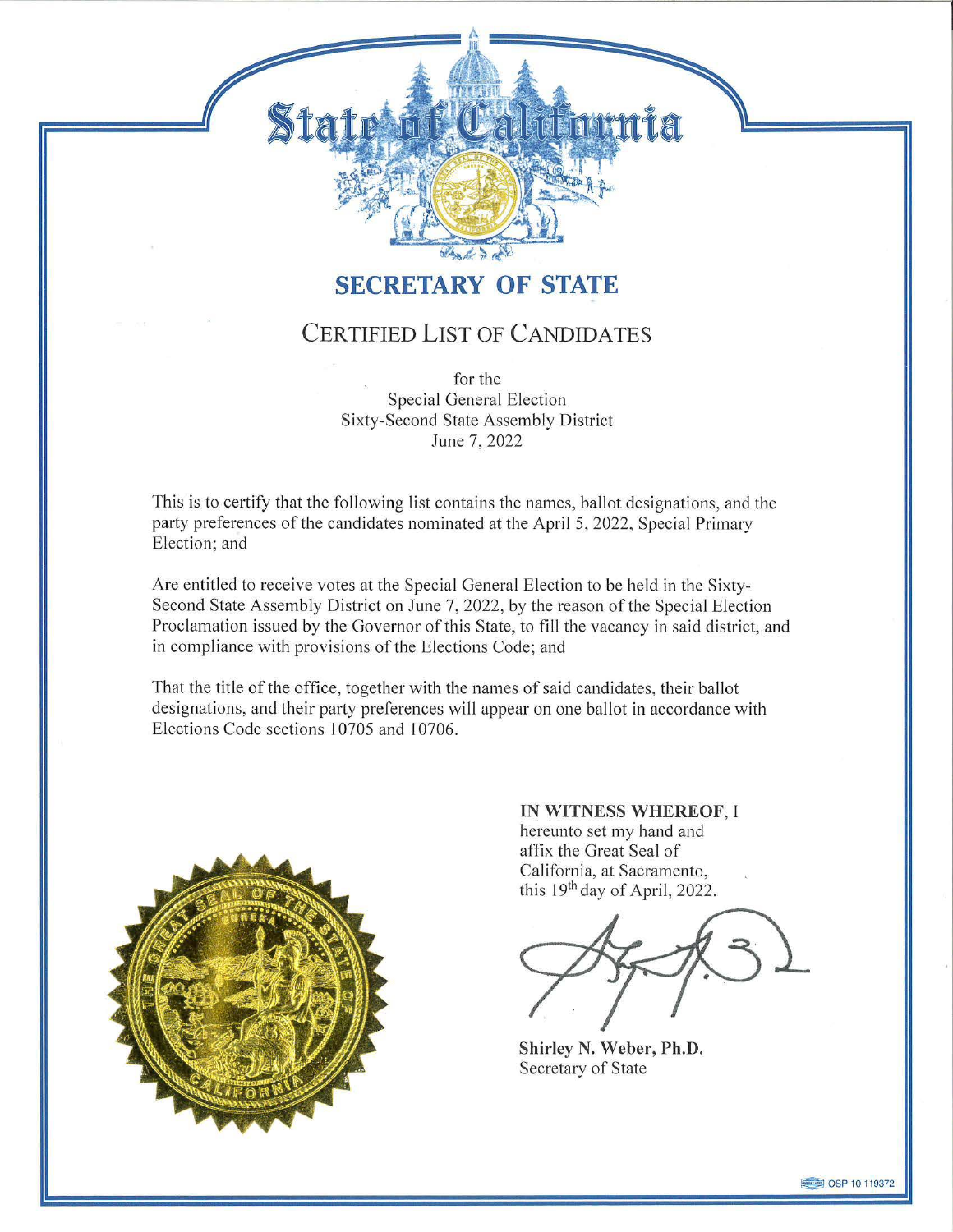# State of California

## SECRETARY OF STATE

### CERTIFIED LIST OF CANDIDATES

for the
Special General Election
Sixty-Second State Assembly District
June 7, 2022

This is to certify that the following list contains the names, ballot designations, and the party preferences of the candidates nominated at the April 5, 2022, Special Primary Election; and

Are entitled to receive votes at the Special General Election to be held in the Sixty-Second State Assembly District on June 7, 2022, by the reason of the Special Election Proclamation issued by the Governor of this State, to fill the vacancy in said district, and in compliance with provisions of the Elections Code; and

That the title of the office, together with the names of said candidates, their ballot designations, and their party preferences will appear on one ballot in accordance with Elections Code sections 10705 and 10706.

**IN WITNESS WHEREOF**, I hereunto set my hand and affix the Great Seal of California, at Sacramento, this 19th day of April, 2022.

**Shirley N. Weber, Ph.D.**
Secretary of State

OSP 10 119372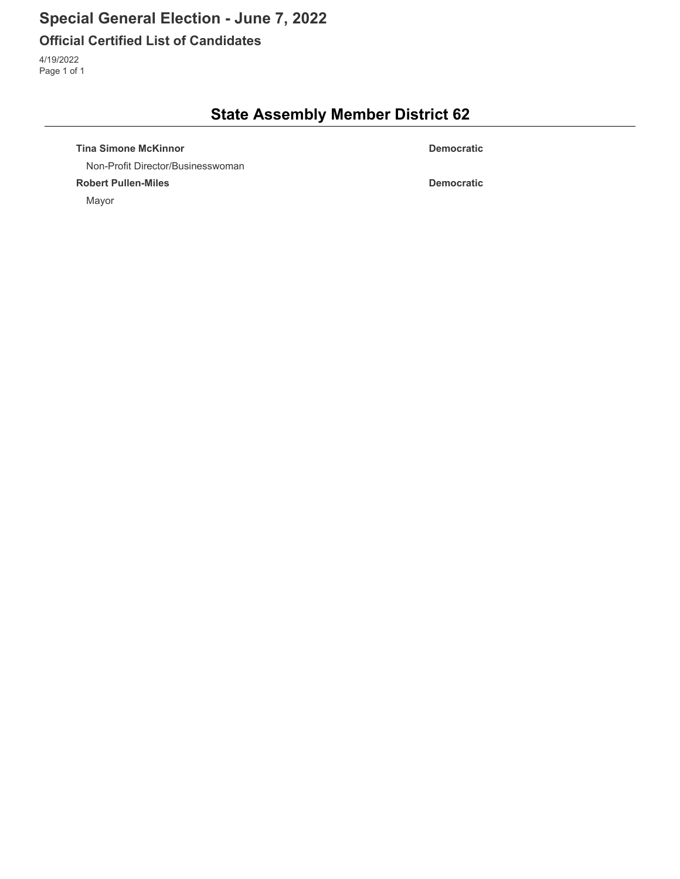# Special General Election - June 7, 2022

## Official Certified List of Candidates

4/19/2022

## State Assembly Member District 62

**Tina Simone McKinnor** — **Democratic**

Non-Profit Director/Businesswoman

**Robert Pullen-Miles** — **Democratic**

Mayor